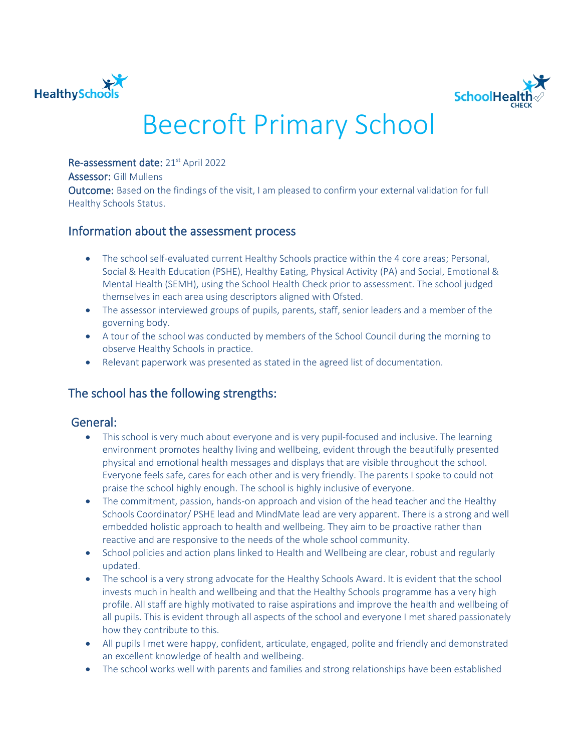# Beecroft Primary School

**Re-assessment date:** 21st April 2022
**Assessor:** Gill Mullens
**Outcome:** Based on the findings of the visit, I am pleased to confirm your external validation for full Healthy Schools Status.

## Information about the assessment process

- The school self-evaluated current Healthy Schools practice within the 4 core areas; Personal, Social & Health Education (PSHE), Healthy Eating, Physical Activity (PA) and Social, Emotional & Mental Health (SEMH), using the School Health Check prior to assessment. The school judged themselves in each area using descriptors aligned with Ofsted.
- The assessor interviewed groups of pupils, parents, staff, senior leaders and a member of the governing body.
- A tour of the school was conducted by members of the School Council during the morning to observe Healthy Schools in practice.
- Relevant paperwork was presented as stated in the agreed list of documentation.

## The school has the following strengths:

### General:

- This school is very much about everyone and is very pupil-focused and inclusive. The learning environment promotes healthy living and wellbeing, evident through the beautifully presented physical and emotional health messages and displays that are visible throughout the school. Everyone feels safe, cares for each other and is very friendly. The parents I spoke to could not praise the school highly enough. The school is highly inclusive of everyone.
- The commitment, passion, hands-on approach and vision of the head teacher and the Healthy Schools Coordinator/ PSHE lead and MindMate lead are very apparent. There is a strong and well embedded holistic approach to health and wellbeing. They aim to be proactive rather than reactive and are responsive to the needs of the whole school community.
- School policies and action plans linked to Health and Wellbeing are clear, robust and regularly updated.
- The school is a very strong advocate for the Healthy Schools Award. It is evident that the school invests much in health and wellbeing and that the Healthy Schools programme has a very high profile. All staff are highly motivated to raise aspirations and improve the health and wellbeing of all pupils. This is evident through all aspects of the school and everyone I met shared passionately how they contribute to this.
- All pupils I met were happy, confident, articulate, engaged, polite and friendly and demonstrated an excellent knowledge of health and wellbeing.
- The school works well with parents and families and strong relationships have been established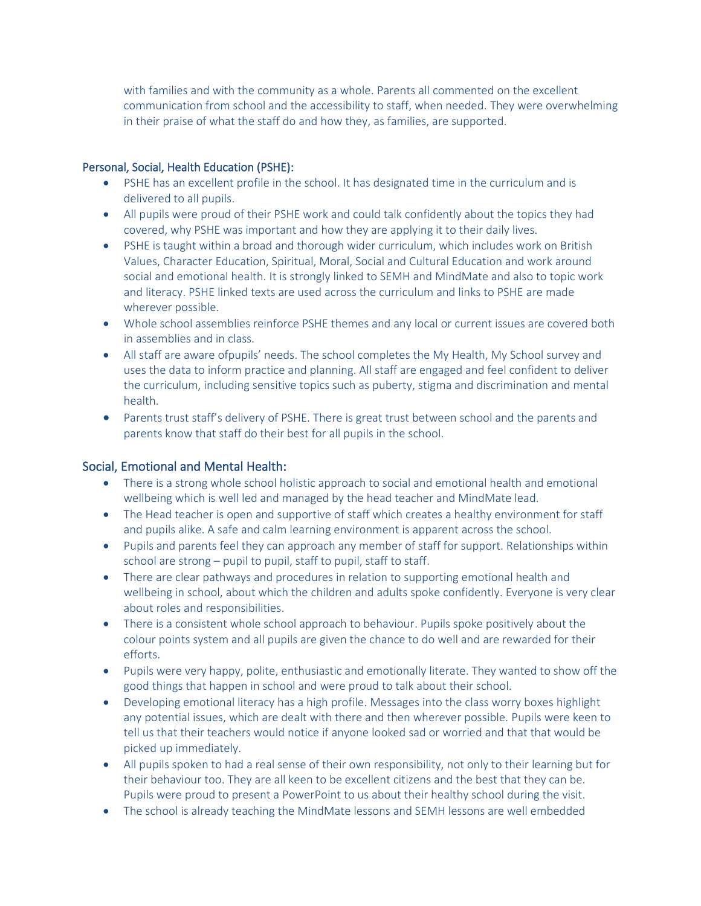with families and with the community as a whole. Parents all commented on the excellent communication from school and the accessibility to staff, when needed. They were overwhelming in their praise of what the staff do and how they, as families, are supported.

## Personal, Social, Health Education (PSHE):

- PSHE has an excellent profile in the school. It has designated time in the curriculum and is delivered to all pupils.
- All pupils were proud of their PSHE work and could talk confidently about the topics they had covered, why PSHE was important and how they are applying it to their daily lives.
- PSHE is taught within a broad and thorough wider curriculum, which includes work on British Values, Character Education, Spiritual, Moral, Social and Cultural Education and work around social and emotional health. It is strongly linked to SEMH and MindMate and also to topic work and literacy. PSHE linked texts are used across the curriculum and links to PSHE are made wherever possible.
- Whole school assemblies reinforce PSHE themes and any local or current issues are covered both in assemblies and in class.
- All staff are aware ofpupils' needs. The school completes the My Health, My School survey and uses the data to inform practice and planning. All staff are engaged and feel confident to deliver the curriculum, including sensitive topics such as puberty, stigma and discrimination and mental health.
- Parents trust staff's delivery of PSHE. There is great trust between school and the parents and parents know that staff do their best for all pupils in the school.

## Social, Emotional and Mental Health:

- There is a strong whole school holistic approach to social and emotional health and emotional wellbeing which is well led and managed by the head teacher and MindMate lead.
- The Head teacher is open and supportive of staff which creates a healthy environment for staff and pupils alike. A safe and calm learning environment is apparent across the school.
- Pupils and parents feel they can approach any member of staff for support. Relationships within school are strong – pupil to pupil, staff to pupil, staff to staff.
- There are clear pathways and procedures in relation to supporting emotional health and wellbeing in school, about which the children and adults spoke confidently. Everyone is very clear about roles and responsibilities.
- There is a consistent whole school approach to behaviour. Pupils spoke positively about the colour points system and all pupils are given the chance to do well and are rewarded for their efforts.
- Pupils were very happy, polite, enthusiastic and emotionally literate. They wanted to show off the good things that happen in school and were proud to talk about their school.
- Developing emotional literacy has a high profile. Messages into the class worry boxes highlight any potential issues, which are dealt with there and then wherever possible. Pupils were keen to tell us that their teachers would notice if anyone looked sad or worried and that that would be picked up immediately.
- All pupils spoken to had a real sense of their own responsibility, not only to their learning but for their behaviour too. They are all keen to be excellent citizens and the best that they can be. Pupils were proud to present a PowerPoint to us about their healthy school during the visit.
- The school is already teaching the MindMate lessons and SEMH lessons are well embedded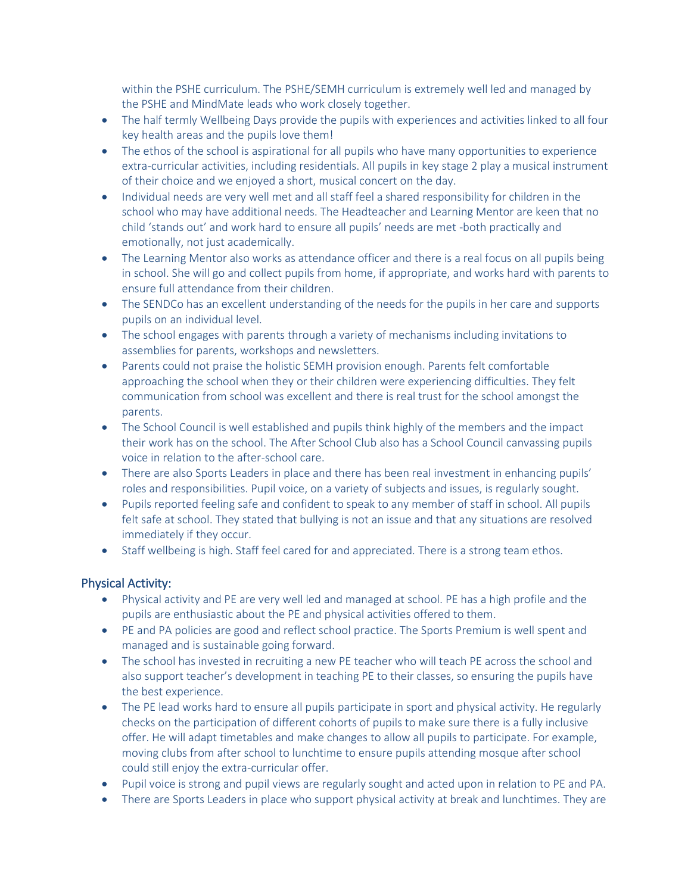within the PSHE curriculum. The PSHE/SEMH curriculum is extremely well led and managed by the PSHE and MindMate leads who work closely together.

- The half termly Wellbeing Days provide the pupils with experiences and activities linked to all four key health areas and the pupils love them!
- The ethos of the school is aspirational for all pupils who have many opportunities to experience extra-curricular activities, including residentials. All pupils in key stage 2 play a musical instrument of their choice and we enjoyed a short, musical concert on the day.
- Individual needs are very well met and all staff feel a shared responsibility for children in the school who may have additional needs. The Headteacher and Learning Mentor are keen that no child 'stands out' and work hard to ensure all pupils' needs are met -both practically and emotionally, not just academically.
- The Learning Mentor also works as attendance officer and there is a real focus on all pupils being in school. She will go and collect pupils from home, if appropriate, and works hard with parents to ensure full attendance from their children.
- The SENDCo has an excellent understanding of the needs for the pupils in her care and supports pupils on an individual level.
- The school engages with parents through a variety of mechanisms including invitations to assemblies for parents, workshops and newsletters.
- Parents could not praise the holistic SEMH provision enough. Parents felt comfortable approaching the school when they or their children were experiencing difficulties. They felt communication from school was excellent and there is real trust for the school amongst the parents.
- The School Council is well established and pupils think highly of the members and the impact their work has on the school. The After School Club also has a School Council canvassing pupils voice in relation to the after-school care.
- There are also Sports Leaders in place and there has been real investment in enhancing pupils' roles and responsibilities. Pupil voice, on a variety of subjects and issues, is regularly sought.
- Pupils reported feeling safe and confident to speak to any member of staff in school. All pupils felt safe at school. They stated that bullying is not an issue and that any situations are resolved immediately if they occur.
- Staff wellbeing is high. Staff feel cared for and appreciated. There is a strong team ethos.

## Physical Activity:

- Physical activity and PE are very well led and managed at school. PE has a high profile and the pupils are enthusiastic about the PE and physical activities offered to them.
- PE and PA policies are good and reflect school practice. The Sports Premium is well spent and managed and is sustainable going forward.
- The school has invested in recruiting a new PE teacher who will teach PE across the school and also support teacher's development in teaching PE to their classes, so ensuring the pupils have the best experience.
- The PE lead works hard to ensure all pupils participate in sport and physical activity. He regularly checks on the participation of different cohorts of pupils to make sure there is a fully inclusive offer. He will adapt timetables and make changes to allow all pupils to participate. For example, moving clubs from after school to lunchtime to ensure pupils attending mosque after school could still enjoy the extra-curricular offer.
- Pupil voice is strong and pupil views are regularly sought and acted upon in relation to PE and PA.
- There are Sports Leaders in place who support physical activity at break and lunchtimes. They are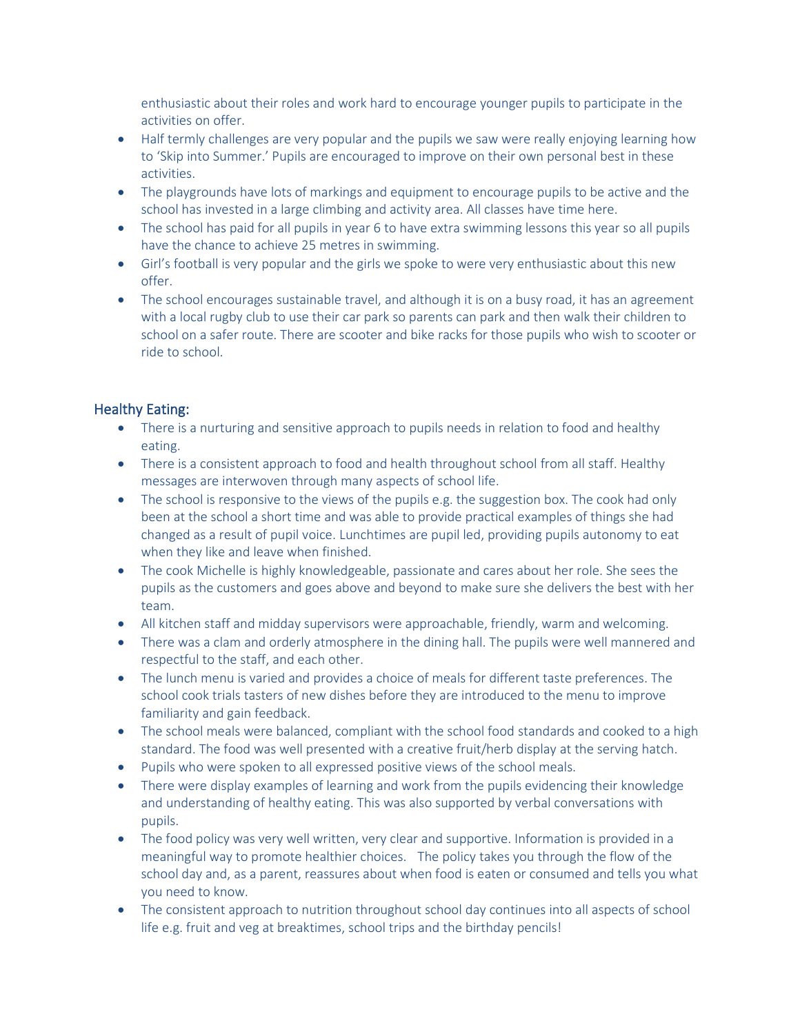enthusiastic about their roles and work hard to encourage younger pupils to participate in the activities on offer.

- Half termly challenges are very popular and the pupils we saw were really enjoying learning how to 'Skip into Summer.' Pupils are encouraged to improve on their own personal best in these activities.
- The playgrounds have lots of markings and equipment to encourage pupils to be active and the school has invested in a large climbing and activity area. All classes have time here.
- The school has paid for all pupils in year 6 to have extra swimming lessons this year so all pupils have the chance to achieve 25 metres in swimming.
- Girl's football is very popular and the girls we spoke to were very enthusiastic about this new offer.
- The school encourages sustainable travel, and although it is on a busy road, it has an agreement with a local rugby club to use their car park so parents can park and then walk their children to school on a safer route. There are scooter and bike racks for those pupils who wish to scooter or ride to school.

## Healthy Eating:

- There is a nurturing and sensitive approach to pupils needs in relation to food and healthy eating.
- There is a consistent approach to food and health throughout school from all staff. Healthy messages are interwoven through many aspects of school life.
- The school is responsive to the views of the pupils e.g. the suggestion box. The cook had only been at the school a short time and was able to provide practical examples of things she had changed as a result of pupil voice. Lunchtimes are pupil led, providing pupils autonomy to eat when they like and leave when finished.
- The cook Michelle is highly knowledgeable, passionate and cares about her role. She sees the pupils as the customers and goes above and beyond to make sure she delivers the best with her team.
- All kitchen staff and midday supervisors were approachable, friendly, warm and welcoming.
- There was a clam and orderly atmosphere in the dining hall. The pupils were well mannered and respectful to the staff, and each other.
- The lunch menu is varied and provides a choice of meals for different taste preferences. The school cook trials tasters of new dishes before they are introduced to the menu to improve familiarity and gain feedback.
- The school meals were balanced, compliant with the school food standards and cooked to a high standard. The food was well presented with a creative fruit/herb display at the serving hatch.
- Pupils who were spoken to all expressed positive views of the school meals.
- There were display examples of learning and work from the pupils evidencing their knowledge and understanding of healthy eating. This was also supported by verbal conversations with pupils.
- The food policy was very well written, very clear and supportive. Information is provided in a meaningful way to promote healthier choices. The policy takes you through the flow of the school day and, as a parent, reassures about when food is eaten or consumed and tells you what you need to know.
- The consistent approach to nutrition throughout school day continues into all aspects of school life e.g. fruit and veg at breaktimes, school trips and the birthday pencils!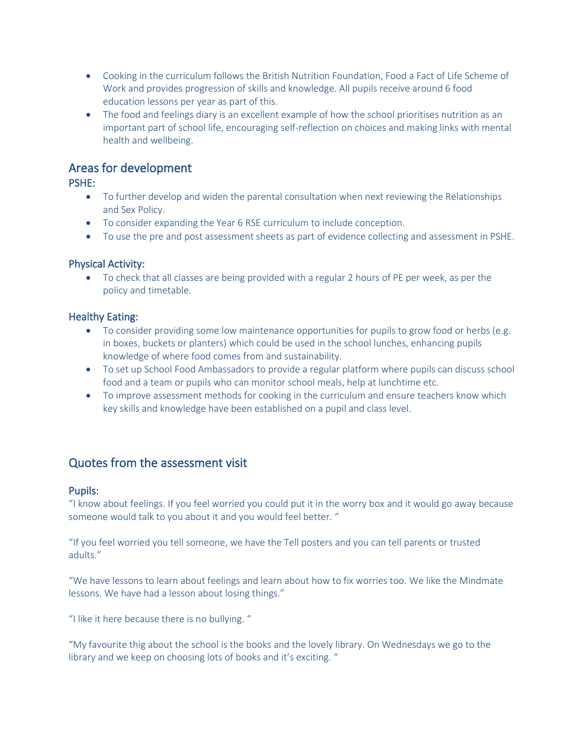- Cooking in the curriculum follows the British Nutrition Foundation, Food a Fact of Life Scheme of Work and provides progression of skills and knowledge. All pupils receive around 6 food education lessons per year as part of this.
- The food and feelings diary is an excellent example of how the school prioritises nutrition as an important part of school life, encouraging self-reflection on choices and making links with mental health and wellbeing.

## Areas for development

### PSHE:

- To further develop and widen the parental consultation when next reviewing the Relationships and Sex Policy.
- To consider expanding the Year 6 RSE curriculum to include conception.
- To use the pre and post assessment sheets as part of evidence collecting and assessment in PSHE.

### Physical Activity:

- To check that all classes are being provided with a regular 2 hours of PE per week, as per the policy and timetable.

### Healthy Eating:

- To consider providing some low maintenance opportunities for pupils to grow food or herbs (e.g. in boxes, buckets or planters) which could be used in the school lunches, enhancing pupils knowledge of where food comes from and sustainability.
- To set up School Food Ambassadors to provide a regular platform where pupils can discuss school food and a team or pupils who can monitor school meals, help at lunchtime etc.
- To improve assessment methods for cooking in the curriculum and ensure teachers know which key skills and knowledge have been established on a pupil and class level.

## Quotes from the assessment visit

### Pupils:

"I know about feelings. If you feel worried you could put it in the worry box and it would go away because someone would talk to you about it and you would feel better. "

"If you feel worried you tell someone, we have the Tell posters and you can tell parents or trusted adults."

"We have lessons to learn about feelings and learn about how to fix worries too. We like the Mindmate lessons. We have had a lesson about losing things."

"I like it here because there is no bullying. "

"My favourite thig about the school is the books and the lovely library. On Wednesdays we go to the library and we keep on choosing lots of books and it's exciting. "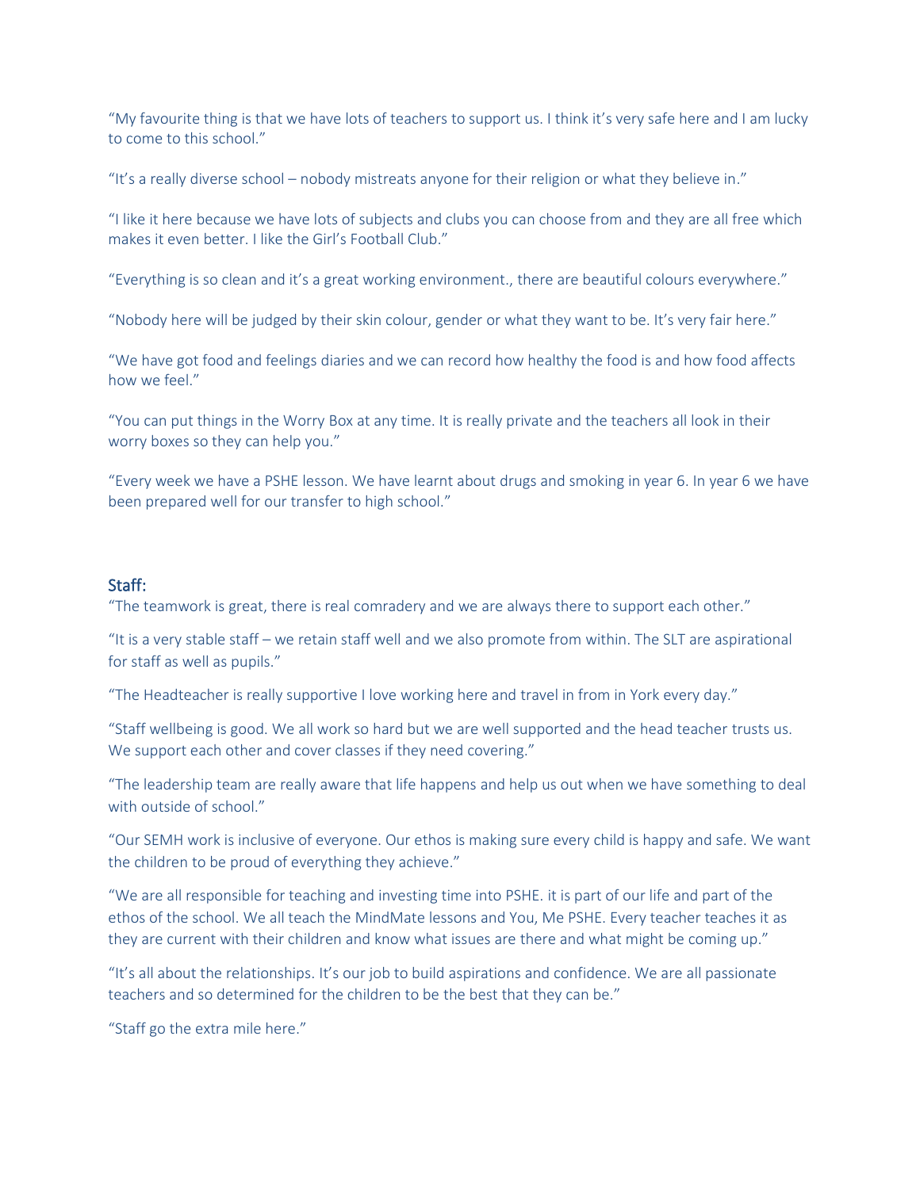"My favourite thing is that we have lots of teachers to support us. I think it's very safe here and I am lucky to come to this school."

"It's a really diverse school – nobody mistreats anyone for their religion or what they believe in."

"I like it here because we have lots of subjects and clubs you can choose from and they are all free which makes it even better. I like the Girl's Football Club."

"Everything is so clean and it's a great working environment., there are beautiful colours everywhere."

"Nobody here will be judged by their skin colour, gender or what they want to be. It's very fair here."

"We have got food and feelings diaries and we can record how healthy the food is and how food affects how we feel."

"You can put things in the Worry Box at any time. It is really private and the teachers all look in their worry boxes so they can help you."

"Every week we have a PSHE lesson. We have learnt about drugs and smoking in year 6. In year 6 we have been prepared well for our transfer to high school."

## Staff:

"The teamwork is great, there is real comradery and we are always there to support each other."

"It is a very stable staff – we retain staff well and we also promote from within. The SLT are aspirational for staff as well as pupils."

"The Headteacher is really supportive I love working here and travel in from in York every day."

"Staff wellbeing is good. We all work so hard but we are well supported and the head teacher trusts us. We support each other and cover classes if they need covering."

"The leadership team are really aware that life happens and help us out when we have something to deal with outside of school."

"Our SEMH work is inclusive of everyone. Our ethos is making sure every child is happy and safe. We want the children to be proud of everything they achieve."

"We are all responsible for teaching and investing time into PSHE. it is part of our life and part of the ethos of the school. We all teach the MindMate lessons and You, Me PSHE. Every teacher teaches it as they are current with their children and know what issues are there and what might be coming up."

"It's all about the relationships. It's our job to build aspirations and confidence. We are all passionate teachers and so determined for the children to be the best that they can be."

"Staff go the extra mile here."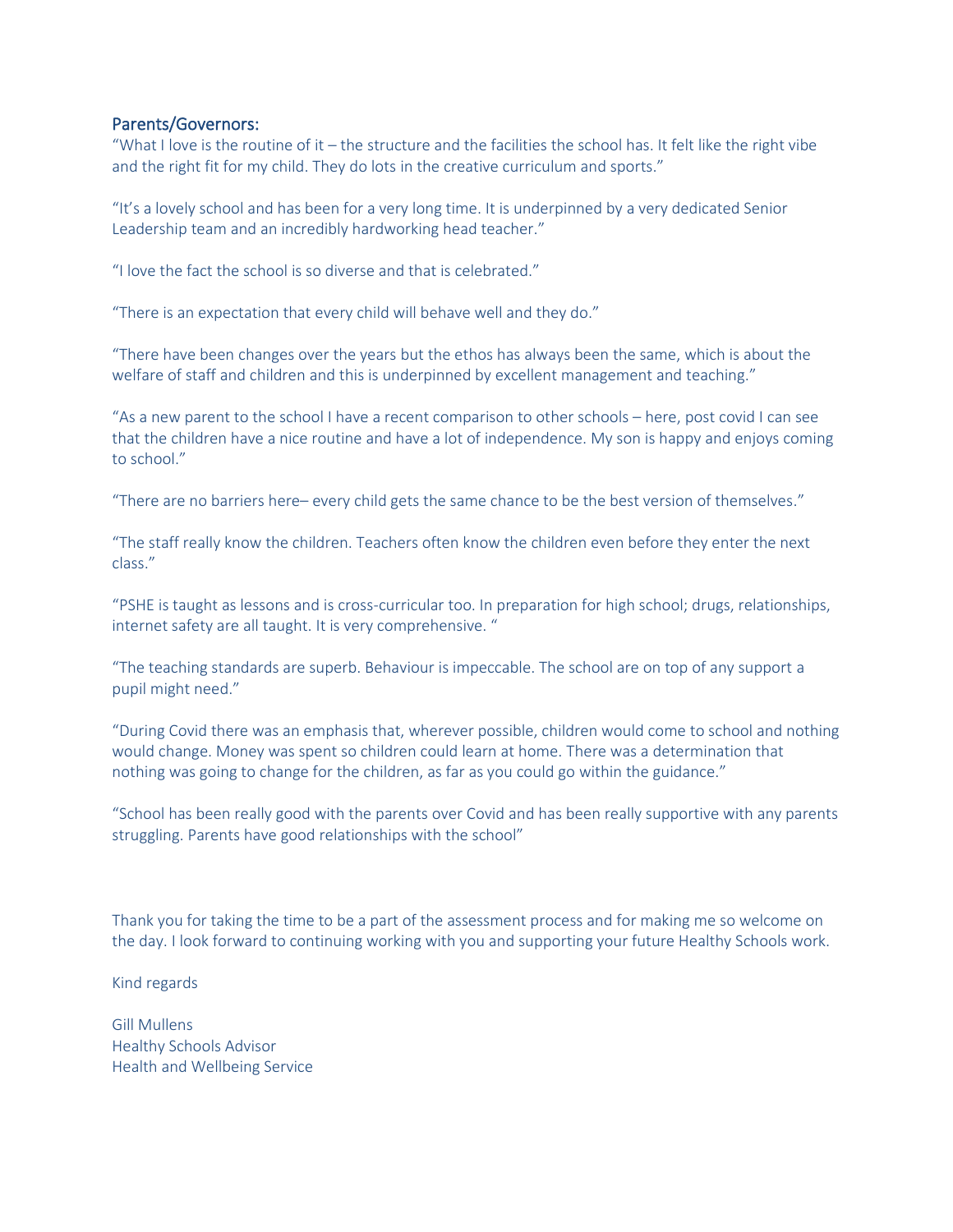## Parents/Governors:

"What I love is the routine of it – the structure and the facilities the school has. It felt like the right vibe and the right fit for my child. They do lots in the creative curriculum and sports."

"It's a lovely school and has been for a very long time. It is underpinned by a very dedicated Senior Leadership team and an incredibly hardworking head teacher."

"I love the fact the school is so diverse and that is celebrated."

"There is an expectation that every child will behave well and they do."

"There have been changes over the years but the ethos has always been the same, which is about the welfare of staff and children and this is underpinned by excellent management and teaching."

"As a new parent to the school I have a recent comparison to other schools – here, post covid I can see that the children have a nice routine and have a lot of independence. My son is happy and enjoys coming to school."

"There are no barriers here– every child gets the same chance to be the best version of themselves."

"The staff really know the children. Teachers often know the children even before they enter the next class."

"PSHE is taught as lessons and is cross-curricular too. In preparation for high school; drugs, relationships, internet safety are all taught. It is very comprehensive. "

"The teaching standards are superb. Behaviour is impeccable. The school are on top of any support a pupil might need."

"During Covid there was an emphasis that, wherever possible, children would come to school and nothing would change. Money was spent so children could learn at home. There was a determination that nothing was going to change for the children, as far as you could go within the guidance."

"School has been really good with the parents over Covid and has been really supportive with any parents struggling. Parents have good relationships with the school"

Thank you for taking the time to be a part of the assessment process and for making me so welcome on the day. I look forward to continuing working with you and supporting your future Healthy Schools work.

Kind regards

Gill Mullens
Healthy Schools Advisor
Health and Wellbeing Service